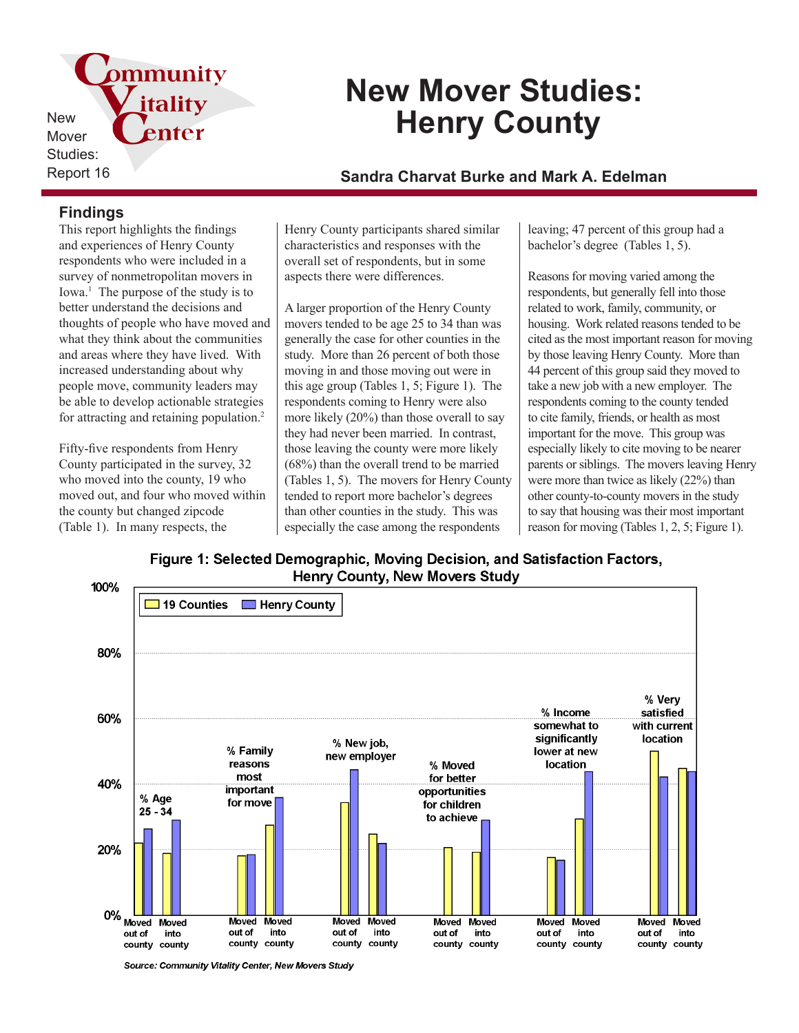New Mover Studies: Report 16

# New Mover Studies: Henry County

**Sandra Charvat Burke and Mark A. Edelman**

## Findings

This report highlights the findings and experiences of Henry County respondents who were included in a survey of nonmetropolitan movers in Iowa.[1] The purpose of the study is to better understand the decisions and thoughts of people who have moved and what they think about the communities and areas where they have lived. With increased understanding about why people move, community leaders may be able to develop actionable strategies for attracting and retaining population.[2]

Fifty-five respondents from Henry County participated in the survey, 32 who moved into the county, 19 who moved out, and four who moved within the county but changed zipcode (Table 1). In many respects, the Henry County participants shared similar characteristics and responses with the overall set of respondents, but in some aspects there were differences.

A larger proportion of the Henry County movers tended to be age 25 to 34 than was generally the case for other counties in the study. More than 26 percent of both those moving in and those moving out were in this age group (Tables 1, 5; Figure 1). The respondents coming to Henry were also more likely (20%) than those overall to say they had never been married. In contrast, those leaving the county were more likely (68%) than the overall trend to be married (Tables 1, 5). The movers for Henry County tended to report more bachelor's degrees than other counties in the study. This was especially the case among the respondents leaving; 47 percent of this group had a bachelor's degree (Tables 1, 5).

Reasons for moving varied among the respondents, but generally fell into those related to work, family, community, or housing. Work related reasons tended to be cited as the most important reason for moving by those leaving Henry County. More than 44 percent of this group said they moved to take a new job with a new employer. The respondents coming to the county tended to cite family, friends, or health as most important for the move. This group was especially likely to cite moving to be nearer parents or siblings. The movers leaving Henry were more than twice as likely (22%) than other county-to-county movers in the study to say that housing was their most important reason for moving (Tables 1, 2, 5; Figure 1).

**Figure 1: Selected Demographic, Moving Decision, and Satisfaction Factors, Henry County, New Movers Study**

Legend: 19 Counties; Henry County

Categories (each with "Moved out of county" and "Moved into county"): % Age 25 - 34; % Family reasons most important for move; % New job, new employer; % Moved for better opportunities for children to achieve; % Income somewhat to significantly lower at new location; % Very satisfied with current location

*Source: Community Vitality Center, New Movers Study*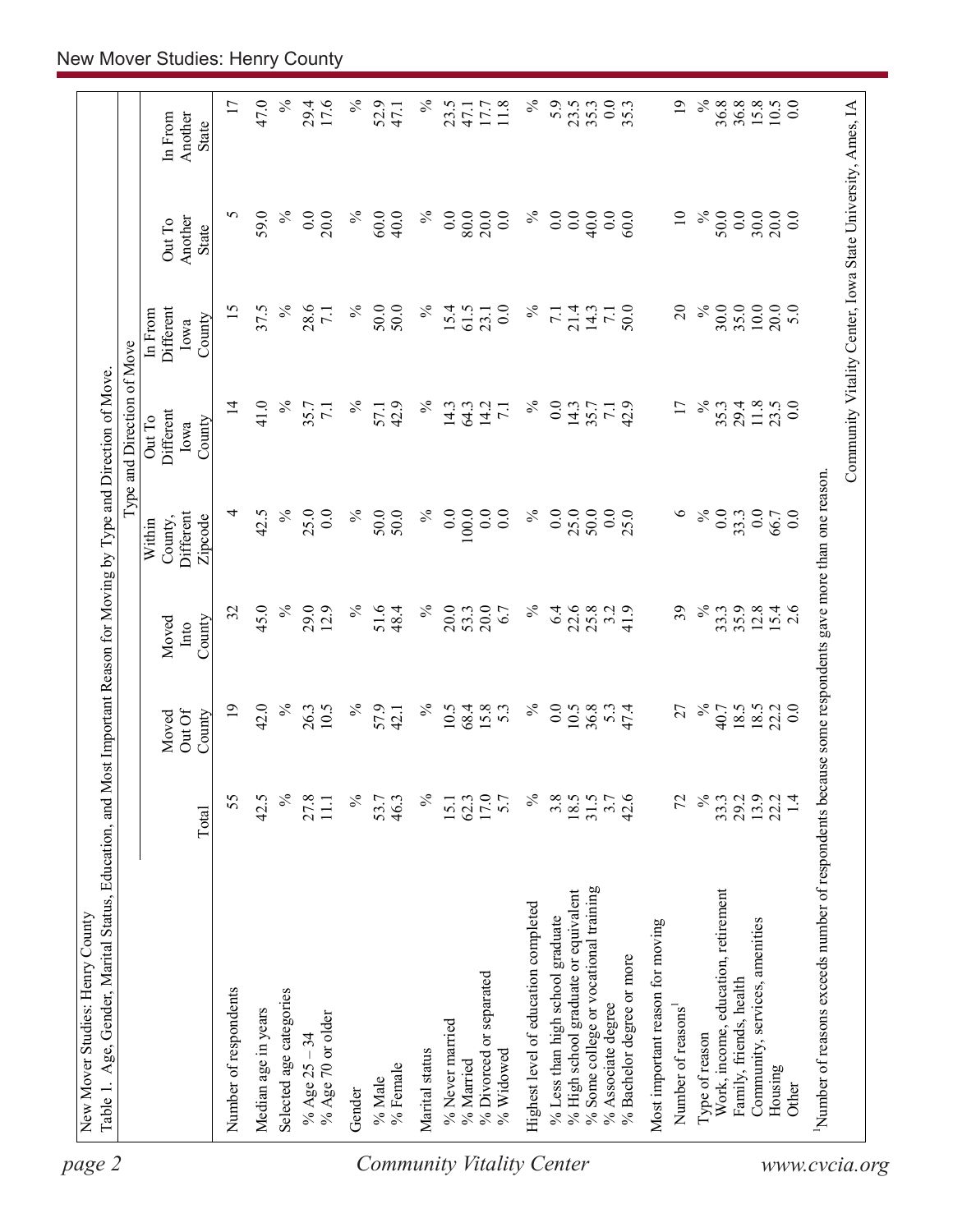New Mover Studies: Henry County

Table 1. Age, Gender, Marital Status, Education, and Most Important Reason for Moving by Type and Direction of Move.

| | | Type and Direction of Move | | | | | | |
|---|---|---|---|---|---|---|---|---|
| | Total | Moved Out Of County | Moved Into County | Within County, Different Zipcode | Out To Different Iowa County | In From Different Iowa County | Out To Another State | In From Another State |
| Number of respondents | 55 | 19 | 32 | 4 | 14 | 15 | 5 | 17 |
| Median age in years | 42.5 | 42.0 | 45.0 | 42.5 | 41.0 | 37.5 | 59.0 | 47.0 |
| Selected age categories | % | % | % | % | % | % | % | % |
| % Age 25 – 34 | 27.8 | 26.3 | 29.0 | 25.0 | 35.7 | 28.6 | 0.0 | 29.4 |
| % Age 70 or older | 11.1 | 10.5 | 12.9 | 0.0 | 7.1 | 7.1 | 20.0 | 17.6 |
| Gender | % | % | % | % | % | % | % | % |
| % Male | 53.7 | 57.9 | 51.6 | 50.0 | 57.1 | 50.0 | 60.0 | 52.9 |
| % Female | 46.3 | 42.1 | 48.4 | 50.0 | 42.9 | 50.0 | 40.0 | 47.1 |
| Marital status | % | % | % | % | % | % | % | % |
| % Never married | 15.1 | 10.5 | 20.0 | 0.0 | 14.3 | 15.4 | 0.0 | 23.5 |
| % Married | 62.3 | 68.4 | 53.3 | 100.0 | 64.3 | 61.5 | 80.0 | 47.1 |
| % Divorced or separated | 17.0 | 15.8 | 20.0 | 0.0 | 14.2 | 23.1 | 20.0 | 17.7 |
| % Widowed | 5.7 | 5.3 | 6.7 | 0.0 | 7.1 | 0.0 | 0.0 | 11.8 |
| Highest level of education completed | % | % | % | % | % | % | % | % |
| % Less than high school graduate | 3.8 | 0.0 | 6.4 | 0.0 | 0.0 | 7.1 | 0.0 | 5.9 |
| % High school graduate or equivalent | 18.5 | 10.5 | 22.6 | 25.0 | 14.3 | 21.4 | 0.0 | 23.5 |
| % Some college or vocational training | 31.5 | 36.8 | 25.8 | 50.0 | 35.7 | 14.3 | 40.0 | 35.3 |
| % Associate degree | 3.7 | 5.3 | 3.2 | 0.0 | 7.1 | 7.1 | 0.0 | 0.0 |
| % Bachelor degree or more | 42.6 | 47.4 | 41.9 | 25.0 | 42.9 | 50.0 | 60.0 | 35.3 |
| Most important reason for moving | | | | | | | | |
| Number of reasons[1] | 72 | 27 | 39 | 6 | 17 | 20 | 10 | 19 |
| Type of reason | % | % | % | % | % | % | % | % |
| Work, income, education, retirement | 33.3 | 40.7 | 33.3 | 0.0 | 35.3 | 30.0 | 50.0 | 36.8 |
| Family, friends, health | 29.2 | 18.5 | 35.9 | 33.3 | 29.4 | 35.0 | 0.0 | 36.8 |
| Community, services, amenities | 13.9 | 18.5 | 12.8 | 0.0 | 11.8 | 10.0 | 30.0 | 15.8 |
| Housing | 22.2 | 22.2 | 15.4 | 66.7 | 23.5 | 20.0 | 20.0 | 10.5 |
| Other | 1.4 | 0.0 | 2.6 | 0.0 | 0.0 | 5.0 | 0.0 | 0.0 |

[1]Number of reasons exceeds number of respondents because some respondents gave more than one reason.

Community Vitality Center, Iowa State University, Ames, IA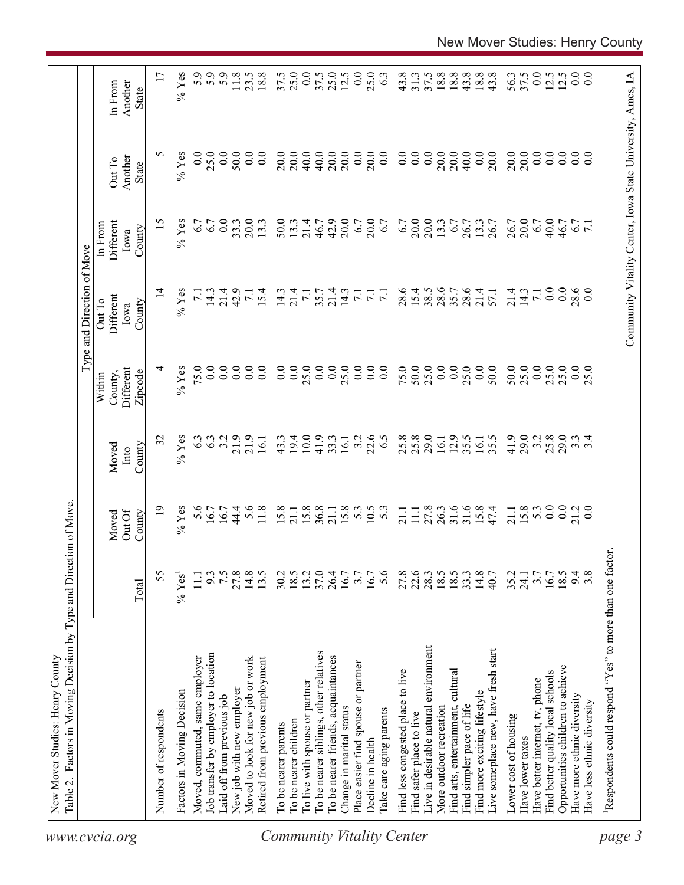New Mover Studies: Henry County

Table 2. Factors in Moving Decision by Type and Direction of Move.

| | | | | Type and Direction of Move | | | | | |
|---|---|---|---|---|---|---|---|---|---|
| | Total | Moved Out Of County | Moved Into County | Within County, Different Zipcode | Out To Different Iowa County | In From Different Iowa County | Out To Another State | In From Another State |
| Number of respondents | 55 | 19 | 32 | 4 | 14 | 15 | 5 | 17 |
| Factors in Moving Decision | % Yes[1] | % Yes | % Yes | % Yes | % Yes | % Yes | % Yes | % Yes |
| Moved, commuted, same employer | 11.1 | 5.6 | 6.3 | 75.0 | 7.1 | 6.7 | 0.0 | 5.9 |
| Job transfer by employer to location | 9.3 | 16.7 | 6.3 | 0.0 | 14.3 | 6.7 | 25.0 | 5.9 |
| Laid off from previous job | 7.5 | 16.7 | 3.2 | 0.0 | 21.4 | 0.0 | 0.0 | 5.9 |
| New job with new employer | 27.8 | 44.4 | 21.9 | 0.0 | 42.9 | 33.3 | 50.0 | 11.8 |
| Moved to look for new job or work | 14.8 | 5.6 | 21.9 | 0.0 | 7.1 | 20.0 | 0.0 | 23.5 |
| Retired from previous employment | 13.5 | 11.8 | 16.1 | 0.0 | 15.4 | 13.3 | 0.0 | 18.8 |
| To be nearer parents | 30.2 | 15.8 | 43.3 | 0.0 | 14.3 | 50.0 | 20.0 | 37.5 |
| To be nearer children | 18.5 | 21.1 | 19.4 | 0.0 | 21.4 | 13.3 | 20.0 | 25.0 |
| To live with spouse or partner | 13.2 | 15.8 | 10.0 | 25.0 | 7.1 | 21.4 | 40.0 | 0.0 |
| To be nearer siblings, other relatives | 37.0 | 36.8 | 41.9 | 0.0 | 35.7 | 46.7 | 40.0 | 37.5 |
| To be nearer friends, acquaintances | 26.4 | 21.1 | 33.3 | 0.0 | 21.4 | 42.9 | 20.0 | 25.0 |
| Change in marital status | 16.7 | 15.8 | 16.1 | 25.0 | 14.3 | 20.0 | 20.0 | 12.5 |
| Place easier find spouse or partner | 3.7 | 5.3 | 3.2 | 0.0 | 7.1 | 6.7 | 0.0 | 0.0 |
| Decline in health | 16.7 | 10.5 | 22.6 | 0.0 | 7.1 | 20.0 | 20.0 | 25.0 |
| Take care aging parents | 5.6 | 5.3 | 6.5 | 0.0 | 7.1 | 6.7 | 0.0 | 6.3 |
| Find less congested place to live | 27.8 | 21.1 | 25.8 | 75.0 | 28.6 | 6.7 | 0.0 | 43.8 |
| Find safer place to live | 22.6 | 11.1 | 25.8 | 50.0 | 15.4 | 20.0 | 0.0 | 31.3 |
| Live in desirable natural environment | 28.3 | 27.8 | 29.0 | 25.0 | 38.5 | 20.0 | 0.0 | 37.5 |
| More outdoor recreation | 18.5 | 26.3 | 16.1 | 0.0 | 28.6 | 13.3 | 20.0 | 18.8 |
| Find arts, entertainment, cultural | 18.5 | 31.6 | 12.9 | 0.0 | 35.7 | 6.7 | 20.0 | 18.8 |
| Find simpler pace of life | 33.3 | 31.6 | 35.5 | 25.0 | 28.6 | 26.7 | 40.0 | 43.8 |
| Find more exciting lifestyle | 14.8 | 15.8 | 16.1 | 0.0 | 21.4 | 13.3 | 0.0 | 18.8 |
| Live someplace new, have fresh start | 40.7 | 47.4 | 35.5 | 50.0 | 57.1 | 26.7 | 20.0 | 43.8 |
| Lower cost of housing | 35.2 | 21.1 | 41.9 | 50.0 | 21.4 | 26.7 | 20.0 | 56.3 |
| Have lower taxes | 24.1 | 15.8 | 29.0 | 25.0 | 14.3 | 20.0 | 20.0 | 37.5 |
| Have better internet, tv, phone | 3.7 | 5.3 | 3.2 | 0.0 | 7.1 | 6.7 | 0.0 | 0.0 |
| Find better quality local schools | 16.7 | 0.0 | 25.8 | 25.0 | 0.0 | 40.0 | 0.0 | 12.5 |
| Opportunities children to achieve | 18.5 | 0.0 | 29.0 | 25.0 | 0.0 | 46.7 | 0.0 | 12.5 |
| Have more ethnic diversity | 9.4 | 21.2 | 3.3 | 0.0 | 28.6 | 6.7 | 0.0 | 0.0 |
| Have less ethnic diversity | 3.8 | 0.0 | 3.4 | 25.0 | 0.0 | 7.1 | 0.0 | 0.0 |

[1]Respondents could respond "Yes" to more than one factor.

Community Vitality Center, Iowa State University, Ames, IA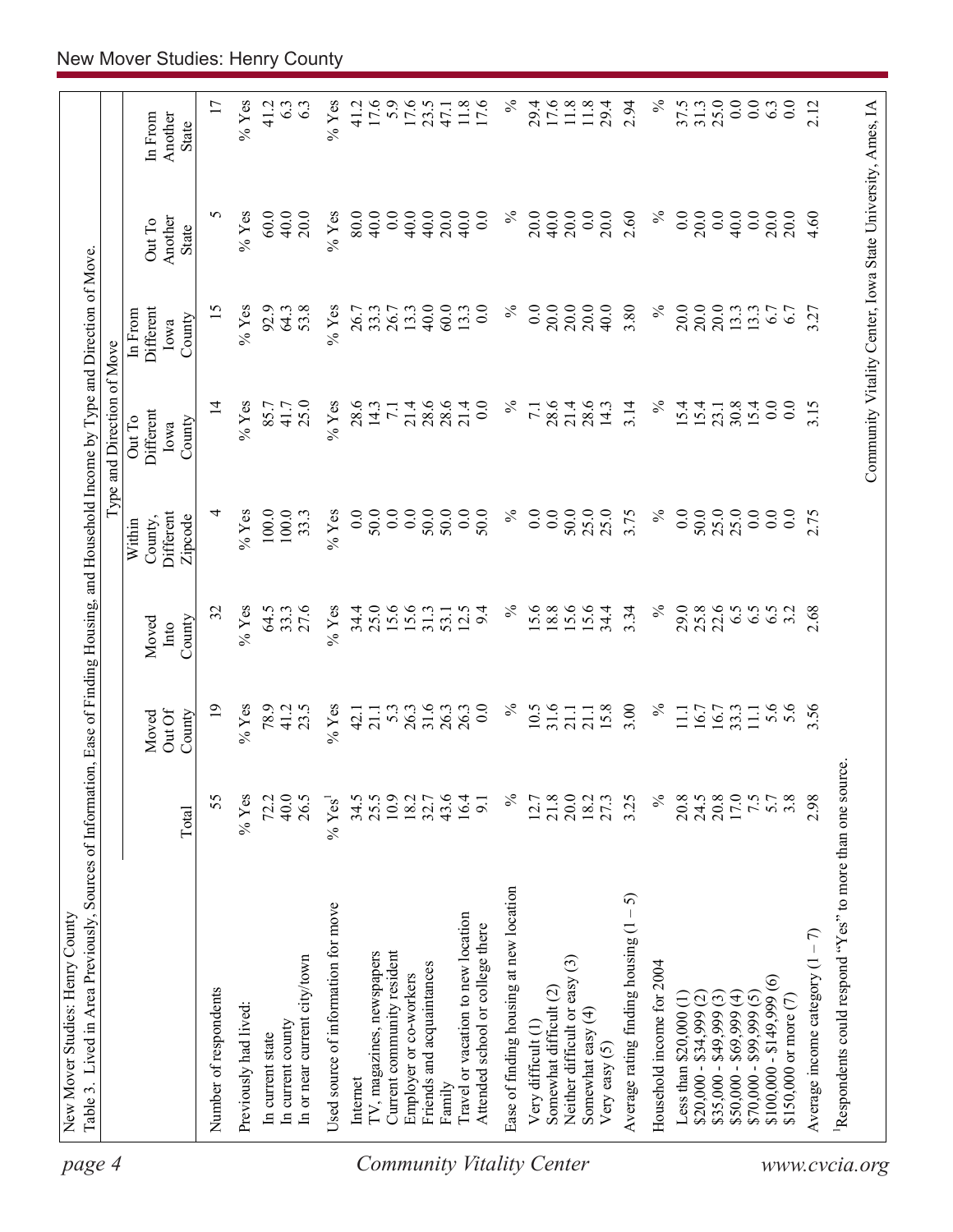New Mover Studies: Henry County

Table 3. Lived in Area Previously, Sources of Information, Ease of Finding Housing, and Household Income by Type and Direction of Move.

| | Total | Moved Out Of County | Moved Into County | Within County, Different Zipcode | Out To Different Iowa County | In From Different Iowa County | Out To Another State | In From Another State |
|---|---|---|---|---|---|---|---|---|
| | | | | Type and Direction of Move | | | | |
| Number of respondents | 55 | 19 | 32 | 4 | 14 | 15 | 5 | 17 |
| Previously had lived: | % Yes | % Yes | % Yes | % Yes | % Yes | % Yes | % Yes | % Yes |
| In current state | 72.2 | 78.9 | 64.5 | 100.0 | 85.7 | 92.9 | 60.0 | 41.2 |
| In current county | 40.0 | 41.2 | 33.3 | 100.0 | 41.7 | 64.3 | 40.0 | 6.3 |
| In or near current city/town | 26.5 | 23.5 | 27.6 | 33.3 | 25.0 | 53.8 | 20.0 | 6.3 |
| Used source of information for move | % Yes[1] | % Yes | % Yes | % Yes | % Yes | % Yes | % Yes | % Yes |
| Internet | 34.5 | 42.1 | 34.4 | 0.0 | 28.6 | 26.7 | 80.0 | 41.2 |
| TV, magazines, newspapers | 25.5 | 21.1 | 25.0 | 50.0 | 14.3 | 33.3 | 40.0 | 17.6 |
| Current community resident | 10.9 | 5.3 | 15.6 | 0.0 | 7.1 | 26.7 | 0.0 | 5.9 |
| Employer or co-workers | 18.2 | 26.3 | 15.6 | 0.0 | 21.4 | 13.3 | 40.0 | 17.6 |
| Friends and acquaintances | 32.7 | 31.6 | 31.3 | 50.0 | 28.6 | 40.0 | 40.0 | 23.5 |
| Family | 43.6 | 26.3 | 53.1 | 50.0 | 28.6 | 60.0 | 20.0 | 47.1 |
| Travel or vacation to new location | 16.4 | 26.3 | 12.5 | 0.0 | 21.4 | 13.3 | 40.0 | 11.8 |
| Attended school or college there | 9.1 | 0.0 | 9.4 | 50.0 | 0.0 | 0.0 | 0.0 | 17.6 |
| Ease of finding housing at new location | % | % | % | % | % | % | % | % |
| Very difficult (1) | 12.7 | 10.5 | 15.6 | 0.0 | 7.1 | 0.0 | 20.0 | 29.4 |
| Somewhat difficult (2) | 21.8 | 31.6 | 18.8 | 0.0 | 28.6 | 20.0 | 40.0 | 17.6 |
| Neither difficult or easy (3) | 20.0 | 21.1 | 15.6 | 50.0 | 21.4 | 20.0 | 20.0 | 11.8 |
| Somewhat easy (4) | 18.2 | 21.1 | 15.6 | 25.0 | 28.6 | 20.0 | 0.0 | 11.8 |
| Very easy (5) | 27.3 | 15.8 | 34.4 | 25.0 | 14.3 | 40.0 | 20.0 | 29.4 |
| Average rating finding housing (1 – 5) | 3.25 | 3.00 | 3.34 | 3.75 | 3.14 | 3.80 | 2.60 | 2.94 |
| Household income for 2004 | % | % | % | % | % | % | % | % |
| Less than $20,000 (1) | 20.8 | 11.1 | 29.0 | 0.0 | 15.4 | 20.0 | 0.0 | 37.5 |
| $20,000 - $34,999 (2) | 24.5 | 16.7 | 25.8 | 50.0 | 15.4 | 20.0 | 20.0 | 31.3 |
| $35,000 - $49,999 (3) | 20.8 | 16.7 | 22.6 | 25.0 | 23.1 | 20.0 | 0.0 | 25.0 |
| $50,000 - $69,999 (4) | 17.0 | 33.3 | 6.5 | 25.0 | 30.8 | 13.3 | 40.0 | 0.0 |
| $70,000 - $99,999 (5) | 7.5 | 11.1 | 6.5 | 0.0 | 15.4 | 13.3 | 0.0 | 0.0 |
| $100,000 - $149,999 (6) | 5.7 | 5.6 | 6.5 | 0.0 | 0.0 | 6.7 | 20.0 | 6.3 |
| $150,000 or more (7) | 3.8 | 5.6 | 3.2 | 0.0 | 0.0 | 6.7 | 20.0 | 0.0 |
| Average income category (1 – 7) | 2.98 | 3.56 | 2.68 | 2.75 | 3.15 | 3.27 | 4.60 | 2.12 |

[1]Respondents could respond "Yes" to more than one source.

Community Vitality Center, Iowa State University, Ames, IA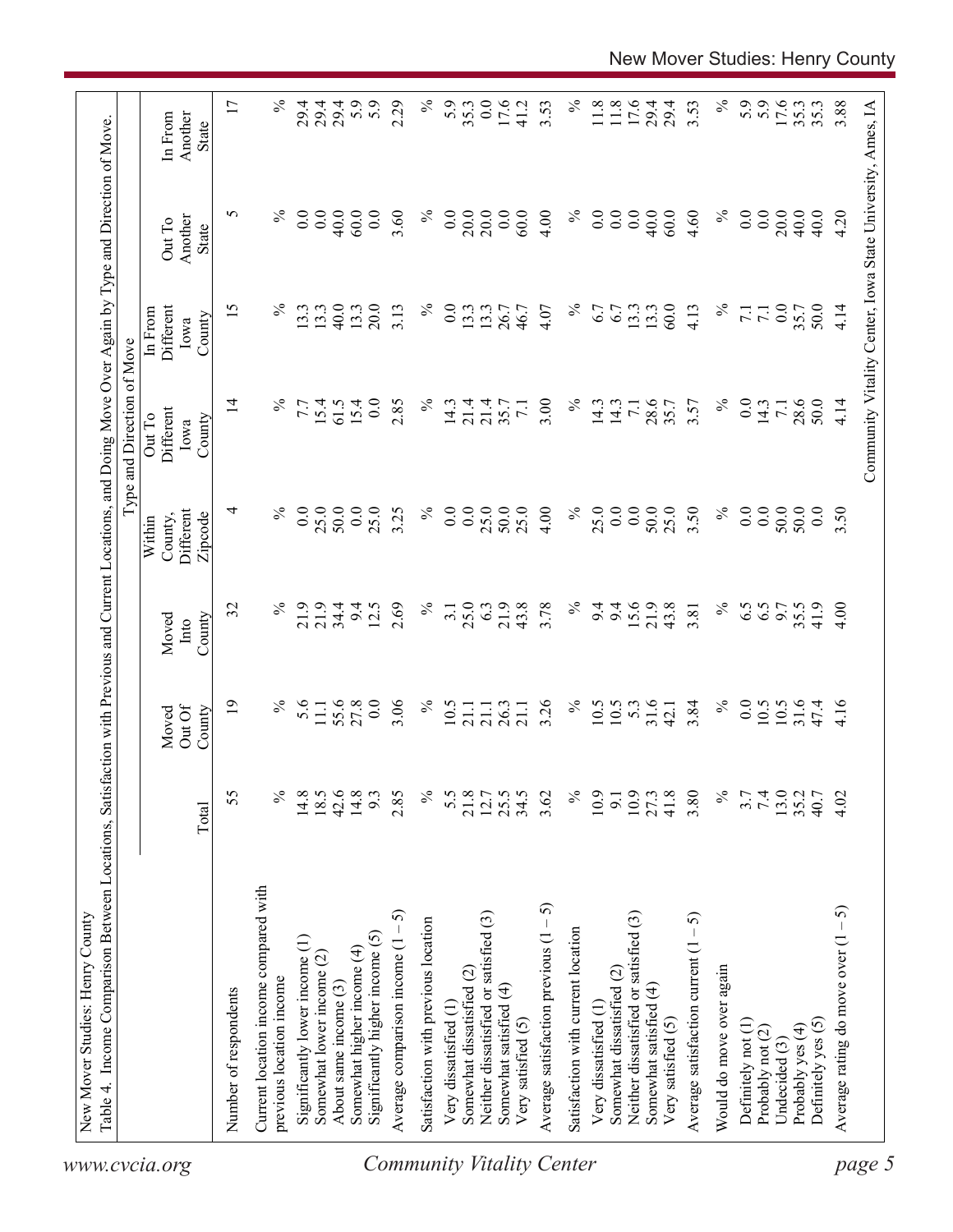New Mover Studies: Henry County

Table 4. Income Comparison Between Locations, Satisfaction with Previous and Current Locations, and Doing Move Over Again by Type and Direction of Move.

| | | Type and Direction of Move | | | | | | |
|---|---|---|---|---|---|---|---|---|
| | Total | Moved Out Of County | Moved Into County | Within County, Different Zipcode | Out To Different Iowa County | In From Different Iowa County | Out To Another State | In From Another State |
| Number of respondents | 55 | 19 | 32 | 4 | 14 | 15 | 5 | 17 |
| Current location income compared with previous location income | % | % | % | % | % | % | % | % |
| Significantly lower income (1) | 14.8 | 5.6 | 21.9 | 0.0 | 7.7 | 13.3 | 0.0 | 29.4 |
| Somewhat lower income (2) | 18.5 | 11.1 | 21.9 | 25.0 | 15.4 | 13.3 | 0.0 | 29.4 |
| About same income (3) | 42.6 | 55.6 | 34.4 | 50.0 | 61.5 | 40.0 | 40.0 | 29.4 |
| Somewhat higher income (4) | 14.8 | 27.8 | 9.4 | 0.0 | 15.4 | 13.3 | 60.0 | 5.9 |
| Significantly higher income (5) | 9.3 | 0.0 | 12.5 | 25.0 | 0.0 | 20.0 | 0.0 | 5.9 |
| Average comparison income (1 – 5) | 2.85 | 3.06 | 2.69 | 3.25 | 2.85 | 3.13 | 3.60 | 2.29 |
| Satisfaction with previous location | % | % | % | % | % | % | % | % |
| Very dissatisfied (1) | 5.5 | 10.5 | 3.1 | 0.0 | 14.3 | 0.0 | 0.0 | 5.9 |
| Somewhat dissatisfied (2) | 21.8 | 21.1 | 25.0 | 0.0 | 21.4 | 13.3 | 20.0 | 35.3 |
| Neither dissatisfied or satisfied (3) | 12.7 | 21.1 | 6.3 | 25.0 | 21.4 | 13.3 | 20.0 | 0.0 |
| Somewhat satisfied (4) | 25.5 | 26.3 | 21.9 | 50.0 | 35.7 | 26.7 | 0.0 | 17.6 |
| Very satisfied (5) | 34.5 | 21.1 | 43.8 | 25.0 | 7.1 | 46.7 | 60.0 | 41.2 |
| Average satisfaction previous (1 – 5) | 3.62 | 3.26 | 3.78 | 4.00 | 3.00 | 4.07 | 4.00 | 3.53 |
| Satisfaction with current location | % | % | % | % | % | % | % | % |
| Very dissatisfied (1) | 10.9 | 10.5 | 9.4 | 25.0 | 14.3 | 6.7 | 0.0 | 11.8 |
| Somewhat dissatisfied (2) | 9.1 | 10.5 | 9.4 | 0.0 | 14.3 | 6.7 | 0.0 | 11.8 |
| Neither dissatisfied or satisfied (3) | 10.9 | 5.3 | 15.6 | 0.0 | 7.1 | 13.3 | 0.0 | 17.6 |
| Somewhat satisfied (4) | 27.3 | 31.6 | 21.9 | 50.0 | 28.6 | 13.3 | 40.0 | 29.4 |
| Very satisfied (5) | 41.8 | 42.1 | 43.8 | 25.0 | 35.7 | 60.0 | 60.0 | 29.4 |
| Average satisfaction current (1 – 5) | 3.80 | 3.84 | 3.81 | 3.50 | 3.57 | 4.13 | 4.60 | 3.53 |
| Would do move over again | % | % | % | % | % | % | % | % |
| Definitely not (1) | 3.7 | 0.0 | 6.5 | 0.0 | 0.0 | 7.1 | 0.0 | 5.9 |
| Probably not (2) | 7.4 | 10.5 | 6.5 | 0.0 | 14.3 | 7.1 | 0.0 | 5.9 |
| Undecided (3) | 13.0 | 10.5 | 9.7 | 50.0 | 7.1 | 0.0 | 20.0 | 17.6 |
| Probably yes (4) | 35.2 | 31.6 | 35.5 | 50.0 | 28.6 | 35.7 | 40.0 | 35.3 |
| Definitely yes (5) | 40.7 | 47.4 | 41.9 | 0.0 | 50.0 | 50.0 | 40.0 | 35.3 |
| Average rating do move over (1 – 5) | 4.02 | 4.16 | 4.00 | 3.50 | 4.14 | 4.14 | 4.20 | 3.88 |

Community Vitality Center, Iowa State University, Ames, IA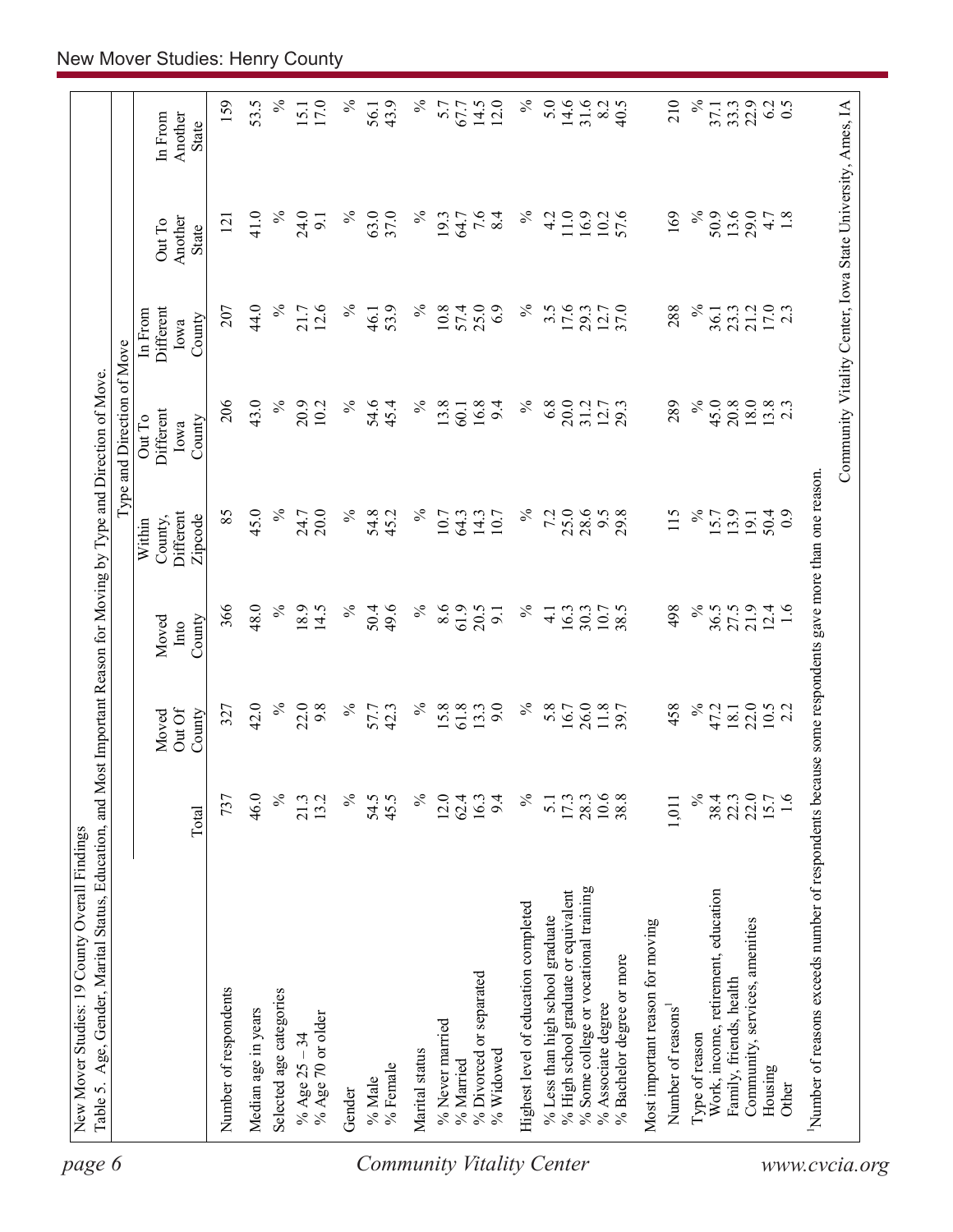New Mover Studies: 19 County Overall Findings

Table 5. Age, Gender, Marital Status, Education, and Most Important Reason for Moving by Type and Direction of Move.

| | Total | Moved Out Of County | Moved Into County | Within County, Different Zipcode | Out To Different Iowa County | In From Different Iowa County | Out To Another State | In From Another State |
|---|---|---|---|---|---|---|---|---|
| | | | | Type and Direction of Move | | | | |
| Number of respondents | 737 | 327 | 366 | 85 | 206 | 207 | 121 | 159 |
| Median age in years | 46.0 | 42.0 | 48.0 | 45.0 | 43.0 | 44.0 | 41.0 | 53.5 |
| Selected age categories | % | % | % | % | % | % | % | % |
| % Age 25 – 34 | 21.3 | 22.0 | 18.9 | 24.7 | 20.9 | 21.7 | 24.0 | 15.1 |
| % Age 70 or older | 13.2 | 9.8 | 14.5 | 20.0 | 10.2 | 12.6 | 9.1 | 17.0 |
| Gender | % | % | % | % | % | % | % | % |
| % Male | 54.5 | 57.7 | 50.4 | 54.8 | 54.6 | 46.1 | 63.0 | 56.1 |
| % Female | 45.5 | 42.3 | 49.6 | 45.2 | 45.4 | 53.9 | 37.0 | 43.9 |
| Marital status | % | % | % | % | % | % | % | % |
| % Never married | 12.0 | 15.8 | 8.6 | 10.7 | 13.8 | 10.8 | 19.3 | 5.7 |
| % Married | 62.4 | 61.8 | 61.9 | 64.3 | 60.1 | 57.4 | 64.7 | 67.7 |
| % Divorced or separated | 16.3 | 13.3 | 20.5 | 14.3 | 16.8 | 25.0 | 7.6 | 14.5 |
| % Widowed | 9.4 | 9.0 | 9.1 | 10.7 | 9.4 | 6.9 | 8.4 | 12.0 |
| Highest level of education completed | % | % | % | % | % | % | % | % |
| % Less than high school graduate | 5.1 | 5.8 | 4.1 | 7.2 | 6.8 | 3.5 | 4.2 | 5.0 |
| % High school graduate or equivalent | 17.3 | 16.7 | 16.3 | 25.0 | 20.0 | 17.6 | 11.0 | 14.6 |
| % Some college or vocational training | 28.3 | 26.0 | 30.3 | 28.6 | 31.2 | 29.3 | 16.9 | 31.6 |
| % Associate degree | 10.6 | 11.8 | 10.7 | 9.5 | 12.7 | 12.7 | 10.2 | 8.2 |
| % Bachelor degree or more | 38.8 | 39.7 | 38.5 | 29.8 | 29.3 | 37.0 | 57.6 | 40.5 |
| Most important reason for moving | | | | | | | | |
| Number of reasons[1] | 1,011 | 458 | 498 | 115 | 289 | 288 | 169 | 210 |
| Type of reason | % | % | % | % | % | % | % | % |
| Work, income, retirement, education | 38.4 | 47.2 | 36.5 | 15.7 | 45.0 | 36.1 | 50.9 | 37.1 |
| Family, friends, health | 22.3 | 18.1 | 27.5 | 13.9 | 20.8 | 23.3 | 13.6 | 33.3 |
| Community, services, amenities | 22.0 | 22.0 | 21.9 | 19.1 | 18.0 | 21.2 | 29.0 | 22.9 |
| Housing | 15.7 | 10.5 | 12.4 | 50.4 | 13.8 | 17.0 | 4.7 | 6.2 |
| Other | 1.6 | 2.2 | 1.6 | 0.9 | 2.3 | 2.3 | 1.8 | 0.5 |

[1]Number of reasons exceeds number of respondents because some respondents gave more than one reason.

Community Vitality Center, Iowa State University, Ames, IA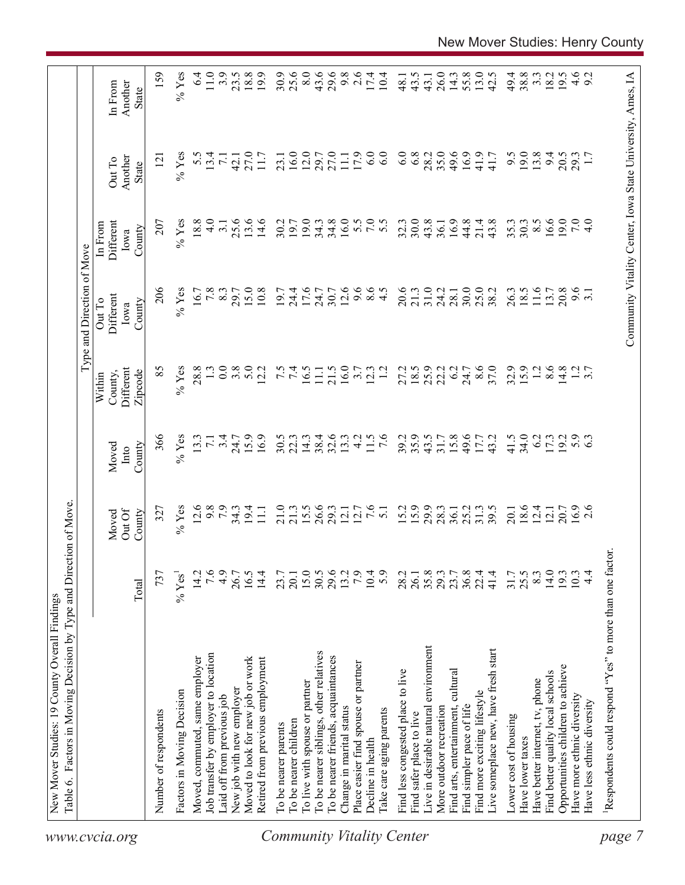New Mover Studies: 19 County Overall Findings

Table 6. Factors in Moving Decision by Type and Direction of Move.

| | | | | Type and Direction of Move | | | | |
|---|---|---|---|---|---|---|---|---|
| | Total | Moved Out Of County | Moved Into County | Within County, Different Zipcode | Out To Different Iowa County | In From Different Iowa County | Out To Another State | In From Another State |
| Number of respondents | 737 | 327 | 366 | 85 | 206 | 207 | 121 | 159 |
| Factors in Moving Decision | % Yes[1] | % Yes | % Yes | % Yes | % Yes | % Yes | % Yes | % Yes |
| Moved, commuted, same employer | 14.2 | 12.6 | 13.3 | 28.8 | 16.7 | 18.8 | 5.5 | 6.4 |
| Job transfer by employer to location | 7.6 | 9.8 | 7.1 | 1.3 | 7.8 | 4.0 | 13.4 | 11.0 |
| Laid off from previous job | 4.9 | 7.9 | 3.4 | 0.0 | 8.3 | 3.1 | 7.1 | 3.9 |
| New job with new employer | 26.7 | 34.3 | 24.7 | 3.8 | 29.7 | 25.6 | 42.1 | 23.5 |
| Moved to look for new job or work | 16.5 | 19.4 | 15.9 | 5.0 | 15.0 | 13.6 | 27.0 | 18.8 |
| Retired from previous employment | 14.4 | 11.1 | 16.9 | 12.2 | 10.8 | 14.6 | 11.7 | 19.9 |
| To be nearer parents | 23.7 | 21.0 | 30.5 | 7.5 | 19.7 | 30.2 | 23.1 | 30.9 |
| To be nearer children | 20.1 | 21.3 | 22.3 | 7.4 | 24.4 | 19.7 | 16.0 | 25.6 |
| To live with spouse or partner | 15.0 | 15.5 | 14.3 | 16.5 | 17.6 | 19.0 | 12.0 | 8.0 |
| To be nearer siblings, other relatives | 30.5 | 26.6 | 38.4 | 11.1 | 24.7 | 34.3 | 29.7 | 43.6 |
| To be nearer friends, acquaintances | 29.6 | 29.3 | 32.6 | 21.5 | 30.7 | 34.8 | 27.0 | 29.6 |
| Change in marital status | 13.2 | 12.1 | 13.3 | 16.0 | 12.6 | 16.0 | 11.1 | 9.8 |
| Place easier find spouse or partner | 7.9 | 12.7 | 4.2 | 3.7 | 9.6 | 5.5 | 17.9 | 2.6 |
| Decline in health | 10.4 | 7.6 | 11.5 | 12.3 | 8.6 | 7.0 | 6.0 | 17.4 |
| Take care aging parents | 5.9 | 5.1 | 7.6 | 1.2 | 4.5 | 5.5 | 6.0 | 10.4 |
| Find less congested place to live | 28.2 | 15.2 | 39.2 | 27.2 | 20.6 | 32.3 | 6.0 | 48.1 |
| Find safer place to live | 26.1 | 15.9 | 35.9 | 18.5 | 21.3 | 30.0 | 6.8 | 43.5 |
| Live in desirable natural environment | 35.8 | 29.9 | 43.5 | 25.9 | 31.0 | 43.8 | 28.2 | 43.1 |
| More outdoor recreation | 29.3 | 28.3 | 31.7 | 22.2 | 24.2 | 36.1 | 35.0 | 26.0 |
| Find arts, entertainment, cultural | 23.7 | 36.1 | 15.8 | 6.2 | 28.1 | 16.9 | 49.6 | 14.3 |
| Find simpler pace of life | 36.8 | 25.2 | 49.6 | 24.7 | 30.0 | 44.8 | 16.9 | 55.8 |
| Find more exciting lifestyle | 22.4 | 31.3 | 17.7 | 8.6 | 25.0 | 21.4 | 41.9 | 13.0 |
| Live someplace new, have fresh start | 41.4 | 39.5 | 43.2 | 37.0 | 38.2 | 43.8 | 41.7 | 42.5 |
| Lower cost of housing | 31.7 | 20.1 | 41.5 | 32.9 | 26.3 | 35.3 | 9.5 | 49.4 |
| Have lower taxes | 25.5 | 18.6 | 34.0 | 15.9 | 18.5 | 30.3 | 19.0 | 38.8 |
| Have better internet, tv, phone | 8.3 | 12.4 | 6.2 | 1.2 | 11.6 | 8.5 | 13.8 | 3.3 |
| Find better quality local schools | 14.0 | 12.1 | 17.3 | 8.6 | 13.7 | 16.6 | 9.4 | 18.2 |
| Opportunities children to achieve | 19.3 | 20.7 | 19.2 | 14.8 | 20.8 | 19.0 | 20.5 | 19.5 |
| Have more ethnic diversity | 10.3 | 16.9 | 5.9 | 1.2 | 9.6 | 7.0 | 29.3 | 4.6 |
| Have less ethnic diversity | 4.4 | 2.6 | 6.3 | 3.7 | 3.1 | 4.0 | 1.7 | 9.2 |

[1]Respondents could respond "Yes" to more than one factor.

Community Vitality Center, Iowa State University, Ames, IA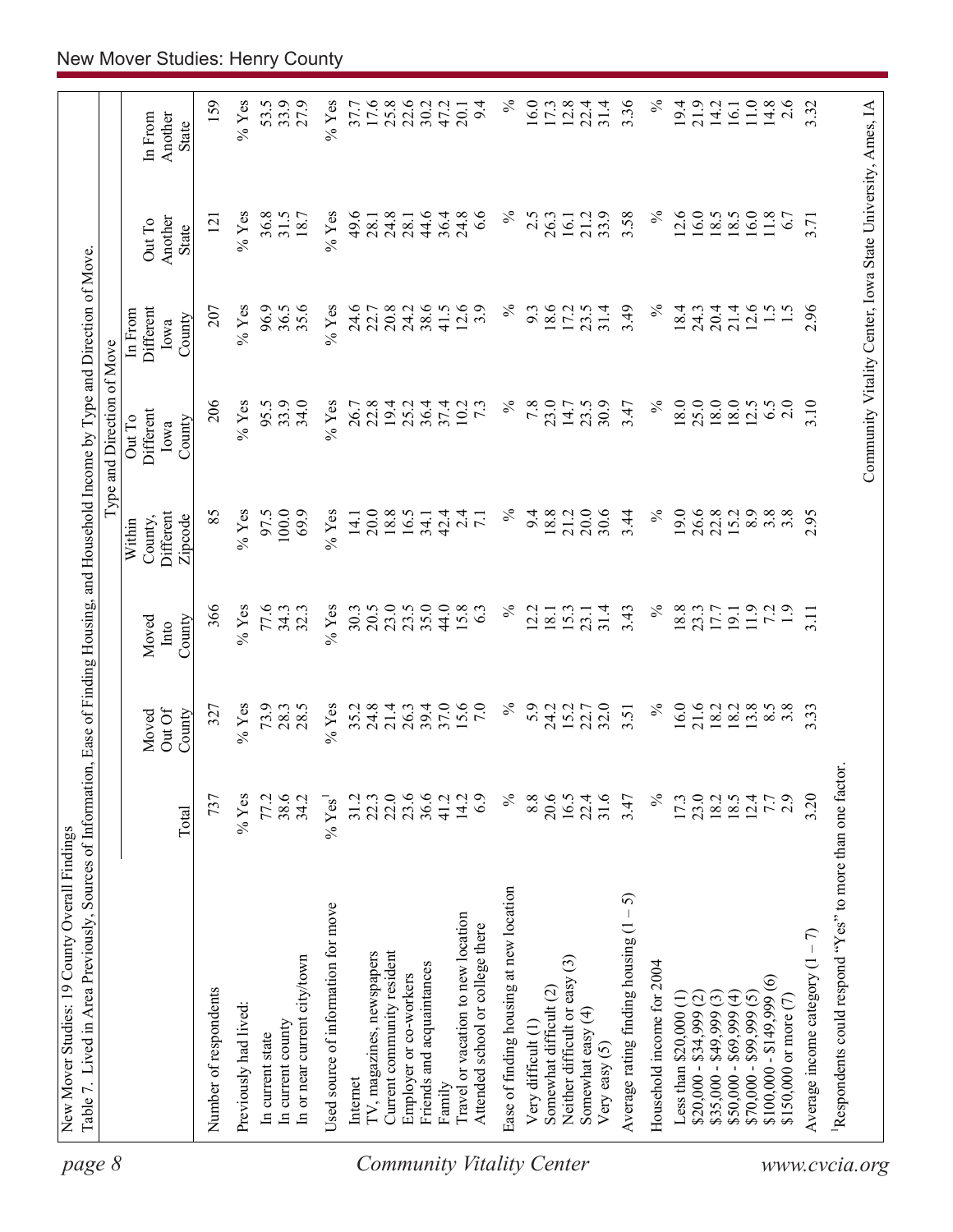New Mover Studies: 19 County Overall Findings

Table 7. Lived in Area Previously, Sources of Information, Ease of Finding Housing, and Household Income by Type and Direction of Move.

| | | Type and Direction of Move | | | | | | |
|---|---|---|---|---|---|---|---|---|
| | Total | Moved Out Of County | Moved Into County | Within County, Different Zipcode | Out To Different Iowa County | In From Different Iowa County | Out To Another State | In From Another State |
| Number of respondents | 737 | 327 | 366 | 85 | 206 | 207 | 121 | 159 |
| Previously had lived: | % Yes | % Yes | % Yes | % Yes | % Yes | % Yes | % Yes | % Yes |
| In current state | 77.2 | 73.9 | 77.6 | 97.5 | 95.5 | 96.9 | 36.8 | 53.5 |
| In current county | 38.6 | 28.3 | 34.3 | 100.0 | 33.9 | 36.5 | 31.5 | 33.9 |
| In or near current city/town | 34.2 | 28.5 | 32.3 | 69.9 | 34.0 | 35.6 | 18.7 | 27.9 |
| Used source of information for move | % Yes[1] | % Yes | % Yes | % Yes | % Yes | % Yes | % Yes | % Yes |
| Internet | 31.2 | 35.2 | 30.3 | 14.1 | 26.7 | 24.6 | 49.6 | 37.7 |
| TV, magazines, newspapers | 22.3 | 24.8 | 20.5 | 20.0 | 22.8 | 22.7 | 28.1 | 17.6 |
| Current community resident | 22.0 | 21.4 | 23.0 | 18.8 | 19.4 | 20.8 | 24.8 | 25.8 |
| Employer or co-workers | 23.6 | 26.3 | 23.5 | 16.5 | 25.2 | 24.2 | 28.1 | 22.6 |
| Friends and acquaintances | 36.6 | 39.4 | 35.0 | 34.1 | 36.4 | 38.6 | 44.6 | 30.2 |
| Family | 41.2 | 37.0 | 44.0 | 42.4 | 37.4 | 41.5 | 36.4 | 47.2 |
| Travel or vacation to new location | 14.2 | 15.6 | 15.8 | 2.4 | 10.2 | 12.6 | 24.8 | 20.1 |
| Attended school or college there | 6.9 | 7.0 | 6.3 | 7.1 | 7.3 | 3.9 | 6.6 | 9.4 |
| Ease of finding housing at new location | % | % | % | % | % | % | % | % |
| Very difficult (1) | 8.8 | 5.9 | 12.2 | 9.4 | 7.8 | 9.3 | 2.5 | 16.0 |
| Somewhat difficult (2) | 20.6 | 24.2 | 18.1 | 18.8 | 23.0 | 18.6 | 26.3 | 17.3 |
| Neither difficult or easy (3) | 16.5 | 15.2 | 15.3 | 21.2 | 14.7 | 17.2 | 16.1 | 12.8 |
| Somewhat easy (4) | 22.4 | 22.7 | 23.1 | 20.0 | 23.5 | 23.5 | 21.2 | 22.4 |
| Very easy (5) | 31.6 | 32.0 | 31.4 | 30.6 | 30.9 | 31.4 | 33.9 | 31.4 |
| Average rating finding housing (1 – 5) | 3.47 | 3.51 | 3.43 | 3.44 | 3.47 | 3.49 | 3.58 | 3.36 |
| Household income for 2004 | % | % | % | % | % | % | % | % |
| Less than $20,000 (1) | 17.3 | 16.0 | 18.8 | 19.0 | 18.0 | 18.4 | 12.6 | 19.4 |
| $20,000 - $34,999 (2) | 23.0 | 21.6 | 23.3 | 26.6 | 25.0 | 24.3 | 16.0 | 21.9 |
| $35,000 - $49,999 (3) | 18.2 | 18.2 | 17.7 | 22.8 | 18.0 | 20.4 | 18.5 | 14.2 |
| $50,000 - $69,999 (4) | 18.5 | 18.2 | 19.1 | 15.2 | 18.0 | 21.4 | 18.5 | 16.1 |
| $70,000 - $99,999 (5) | 12.4 | 13.8 | 11.9 | 8.9 | 12.5 | 12.6 | 16.0 | 11.0 |
| $100,000 - $149,999 (6) | 7.7 | 8.5 | 7.2 | 3.8 | 6.5 | 1.5 | 11.8 | 14.8 |
| $150,000 or more (7) | 2.9 | 3.8 | 1.9 | 3.8 | 2.0 | 1.5 | 6.7 | 2.6 |
| Average income category (1 – 7) | 3.20 | 3.33 | 3.11 | 2.95 | 3.10 | 2.96 | 3.71 | 3.32 |

[1]Respondents could respond "Yes" to more than one factor.

Community Vitality Center, Iowa State University, Ames, IA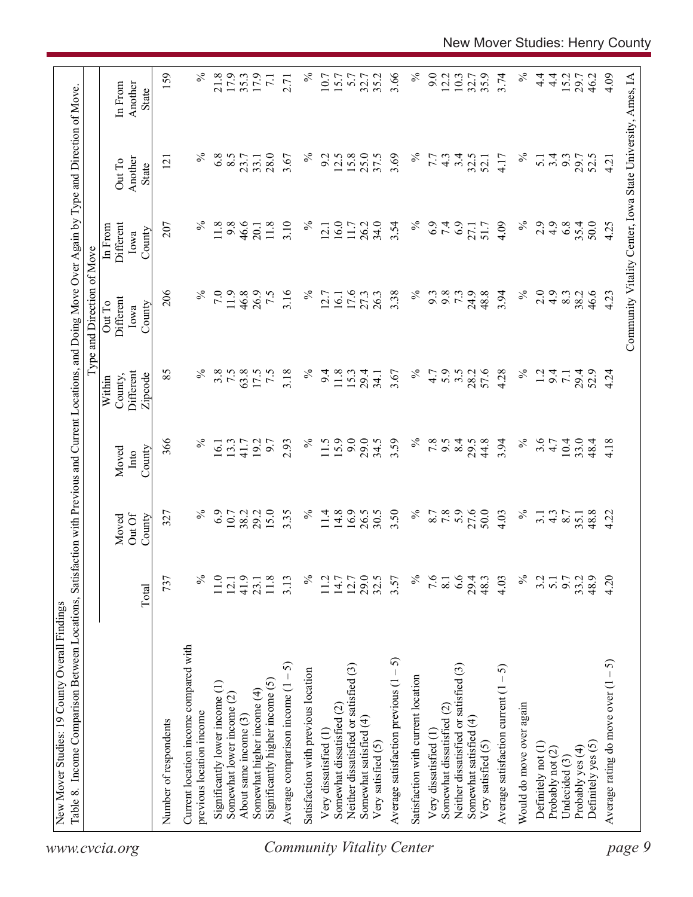New Mover Studies: 19 County Overall Findings

Table 8. Income Comparison Between Locations, Satisfaction with Previous and Current Locations, and Doing Move Over Again by Type and Direction of Move.

| | | Type and Direction of Move | | | | | | |
|---|---|---|---|---|---|---|---|---|
| | Total | Moved Out Of County | Moved Into County | Within County, Different Zipcode | Out To Different Iowa County | In From Different Iowa County | Out To Another State | In From Another State |
| Number of respondents | 737 | 327 | 366 | 85 | 206 | 207 | 121 | 159 |
| Current location income compared with previous location income | % | % | % | % | % | % | % | % |
| Significantly lower income (1) | 11.0 | 6.9 | 16.1 | 3.8 | 7.0 | 11.8 | 6.8 | 21.8 |
| Somewhat lower income (2) | 12.1 | 10.7 | 13.3 | 7.5 | 11.9 | 9.8 | 8.5 | 17.9 |
| About same income (3) | 41.9 | 38.2 | 41.7 | 63.8 | 46.8 | 46.6 | 23.7 | 35.3 |
| Somewhat higher income (4) | 23.1 | 29.2 | 19.2 | 17.5 | 26.9 | 20.1 | 33.1 | 17.9 |
| Significantly higher income (5) | 11.8 | 15.0 | 9.7 | 7.5 | 7.5 | 11.8 | 28.0 | 7.1 |
| Average comparison income (1 – 5) | 3.13 | 3.35 | 2.93 | 3.18 | 3.16 | 3.10 | 3.67 | 2.71 |
| Satisfaction with previous location | % | % | % | % | % | % | % | % |
| Very dissatisfied (1) | 11.2 | 11.4 | 11.5 | 9.4 | 12.7 | 12.1 | 9.2 | 10.7 |
| Somewhat dissatisfied (2) | 14.7 | 14.8 | 15.9 | 11.8 | 16.1 | 16.0 | 12.5 | 15.7 |
| Neither dissatisfied or satisfied (3) | 12.7 | 16.9 | 9.0 | 15.3 | 17.6 | 11.7 | 15.8 | 5.7 |
| Somewhat satisfied (4) | 29.0 | 26.5 | 29.0 | 29.4 | 27.3 | 26.2 | 25.0 | 32.7 |
| Very satisfied (5) | 32.5 | 30.5 | 34.5 | 34.1 | 26.3 | 34.0 | 37.5 | 35.2 |
| Average satisfaction previous (1 – 5) | 3.57 | 3.50 | 3.59 | 3.67 | 3.38 | 3.54 | 3.69 | 3.66 |
| Satisfaction with current location | % | % | % | % | % | % | % | % |
| Very dissatisfied (1) | 7.6 | 8.7 | 7.8 | 4.7 | 9.3 | 6.9 | 7.7 | 9.0 |
| Somewhat dissatisfied (2) | 8.1 | 7.8 | 9.5 | 5.9 | 9.8 | 7.4 | 4.3 | 12.2 |
| Neither dissatisfied or satisfied (3) | 6.6 | 5.9 | 8.4 | 3.5 | 7.3 | 6.9 | 3.4 | 10.3 |
| Somewhat satisfied (4) | 29.4 | 27.6 | 29.5 | 28.2 | 24.9 | 27.1 | 32.5 | 32.7 |
| Very satisfied (5) | 48.3 | 50.0 | 44.8 | 57.6 | 48.8 | 51.7 | 52.1 | 35.9 |
| Average satisfaction current (1 – 5) | 4.03 | 4.03 | 3.94 | 4.28 | 3.94 | 4.09 | 4.17 | 3.74 |
| Would do move over again | % | % | % | % | % | % | % | % |
| Definitely not (1) | 3.2 | 3.1 | 3.6 | 1.2 | 2.0 | 2.9 | 5.1 | 4.4 |
| Probably not (2) | 5.1 | 4.3 | 4.7 | 9.4 | 4.9 | 4.9 | 3.4 | 4.4 |
| Undecided (3) | 9.7 | 8.7 | 10.4 | 7.1 | 8.3 | 6.8 | 9.3 | 15.2 |
| Probably yes (4) | 33.2 | 35.1 | 33.0 | 29.4 | 38.2 | 35.4 | 29.7 | 29.7 |
| Definitely yes (5) | 48.9 | 48.8 | 48.4 | 52.9 | 46.6 | 50.0 | 52.5 | 46.2 |
| Average rating do move over (1 – 5) | 4.20 | 4.22 | 4.18 | 4.24 | 4.23 | 4.25 | 4.21 | 4.09 |

Community Vitality Center, Iowa State University, Ames, IA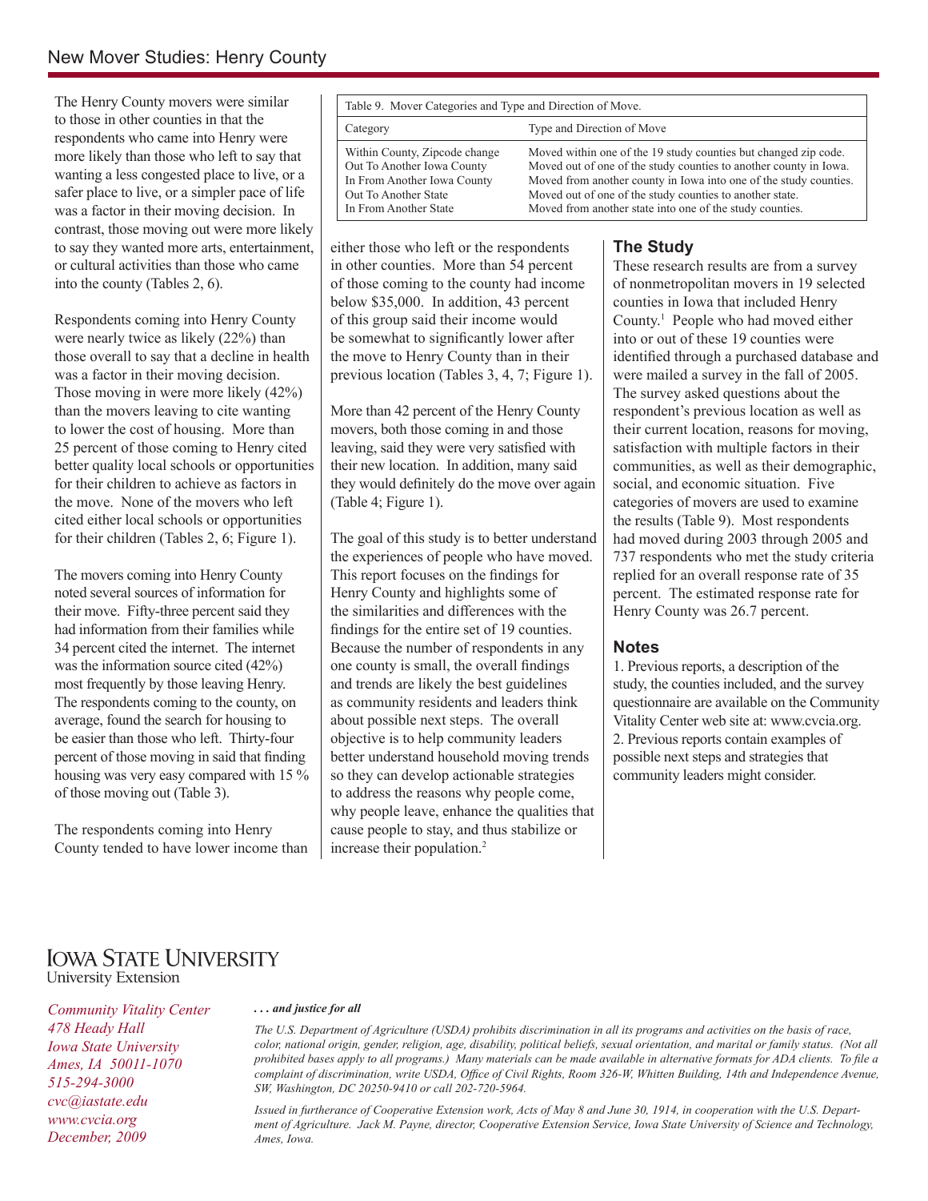The Henry County movers were similar to those in other counties in that the respondents who came into Henry were more likely than those who left to say that wanting a less congested place to live, or a safer place to live, or a simpler pace of life was a factor in their moving decision. In contrast, those moving out were more likely to say they wanted more arts, entertainment, or cultural activities than those who came into the county (Tables 2, 6).

Respondents coming into Henry County were nearly twice as likely (22%) than those overall to say that a decline in health was a factor in their moving decision. Those moving in were more likely (42%) than the movers leaving to cite wanting to lower the cost of housing. More than 25 percent of those coming to Henry cited better quality local schools or opportunities for their children to achieve as factors in the move. None of the movers who left cited either local schools or opportunities for their children (Tables 2, 6; Figure 1).

The movers coming into Henry County noted several sources of information for their move. Fifty-three percent said they had information from their families while 34 percent cited the internet. The internet was the information source cited (42%) most frequently by those leaving Henry. The respondents coming to the county, on average, found the search for housing to be easier than those who left. Thirty-four percent of those moving in said that finding housing was very easy compared with 15 % of those moving out (Table 3).

The respondents coming into Henry County tended to have lower income than either those who left or the respondents in other counties. More than 54 percent of those coming to the county had income below $35,000. In addition, 43 percent of this group said their income would be somewhat to significantly lower after the move to Henry County than in their previous location (Tables 3, 4, 7; Figure 1).

More than 42 percent of the Henry County movers, both those coming in and those leaving, said they were very satisfied with their new location. In addition, many said they would definitely do the move over again (Table 4; Figure 1).

The goal of this study is to better understand the experiences of people who have moved. This report focuses on the findings for Henry County and highlights some of the similarities and differences with the findings for the entire set of 19 counties. Because the number of respondents in any one county is small, the overall findings and trends are likely the best guidelines as community residents and leaders think about possible next steps. The overall objective is to help community leaders better understand household moving trends so they can develop actionable strategies to address the reasons why people come, why people leave, enhance the qualities that cause people to stay, and thus stabilize or increase their population.[2]

Table 9. Mover Categories and Type and Direction of Move.

| Category | Type and Direction of Move |
|---|---|
| Within County, Zipcode change | Moved within one of the 19 study counties but changed zip code. |
| Out To Another Iowa County | Moved out of one of the study counties to another county in Iowa. |
| In From Another Iowa County | Moved from another county in Iowa into one of the study counties. |
| Out To Another State | Moved out of one of the study counties to another state. |
| In From Another State | Moved from another state into one of the study counties. |

## The Study

These research results are from a survey of nonmetropolitan movers in 19 selected counties in Iowa that included Henry County.[1] People who had moved either into or out of these 19 counties were identified through a purchased database and were mailed a survey in the fall of 2005. The survey asked questions about the respondent's previous location as well as their current location, reasons for moving, satisfaction with multiple factors in their communities, as well as their demographic, social, and economic situation. Five categories of movers are used to examine the results (Table 9). Most respondents had moved during 2003 through 2005 and 737 respondents who met the study criteria replied for an overall response rate of 35 percent. The estimated response rate for Henry County was 26.7 percent.

## Notes

1. Previous reports, a description of the study, the counties included, and the survey questionnaire are available on the Community Vitality Center web site at: www.cvcia.org.
2. Previous reports contain examples of possible next steps and strategies that community leaders might consider.

IOWA STATE UNIVERSITY
University Extension

*Community Vitality Center*
*478 Heady Hall*
*Iowa State University*
*Ames, IA 50011-1070*
*515-294-3000*
*cvc@iastate.edu*
*www.cvcia.org*
*December, 2009*

***. . . and justice for all***

*The U.S. Department of Agriculture (USDA) prohibits discrimination in all its programs and activities on the basis of race, color, national origin, gender, religion, age, disability, political beliefs, sexual orientation, and marital or family status. (Not all prohibited bases apply to all programs.) Many materials can be made available in alternative formats for ADA clients. To file a complaint of discrimination, write USDA, Office of Civil Rights, Room 326-W, Whitten Building, 14th and Independence Avenue, SW, Washington, DC 20250-9410 or call 202-720-5964.*

*Issued in furtherance of Cooperative Extension work, Acts of May 8 and June 30, 1914, in cooperation with the U.S. Department of Agriculture. Jack M. Payne, director, Cooperative Extension Service, Iowa State University of Science and Technology, Ames, Iowa.*